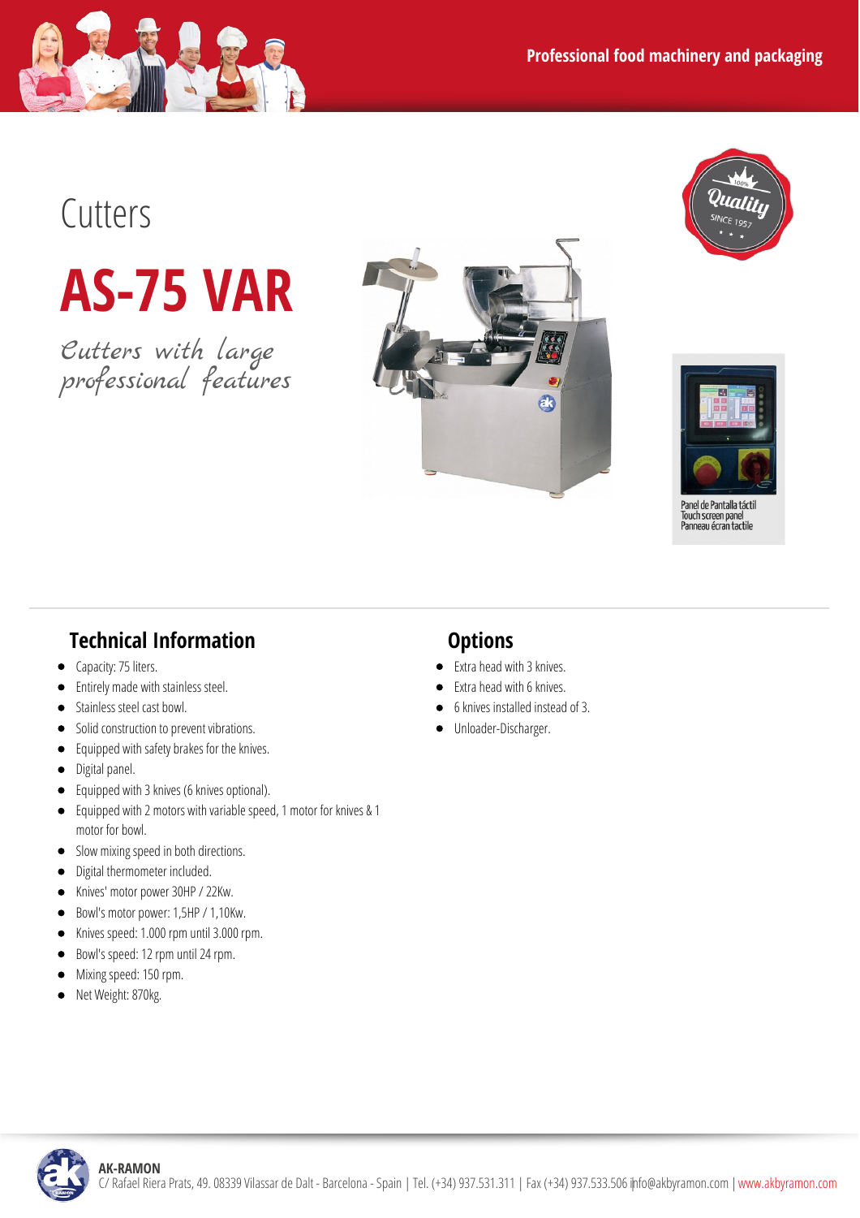Professional food machinery and packaging

# Cutters

# AS-75 VAR

*Cutters with large professional features*

Panel de Pantalla táctil
Touch screen panel
Panneau écran tactile

## Technical Information

- Capacity: 75 liters.
- Entirely made with stainless steel.
- Stainless steel cast bowl.
- Solid construction to prevent vibrations.
- Equipped with safety brakes for the knives.
- Digital panel.
- Equipped with 3 knives (6 knives optional).
- Equipped with 2 motors with variable speed, 1 motor for knives & 1 motor for bowl.
- Slow mixing speed in both directions.
- Digital thermometer included.
- Knives' motor power 30HP / 22Kw.
- Bowl's motor power: 1,5HP / 1,10Kw.
- Knives speed: 1.000 rpm until 3.000 rpm.
- Bowl's speed: 12 rpm until 24 rpm.
- Mixing speed: 150 rpm.
- Net Weight: 870kg.

## Options

- Extra head with 3 knives.
- Extra head with 6 knives.
- 6 knives installed instead of 3.
- Unloader-Discharger.

**AK-RAMON**
C/ Rafael Riera Prats, 49. 08339 Vilassar de Dalt - Barcelona - Spain | Tel. (+34) 937.531.311 | Fax (+34) 937.533.506 | info@akbyramon.com | www.akbyramon.com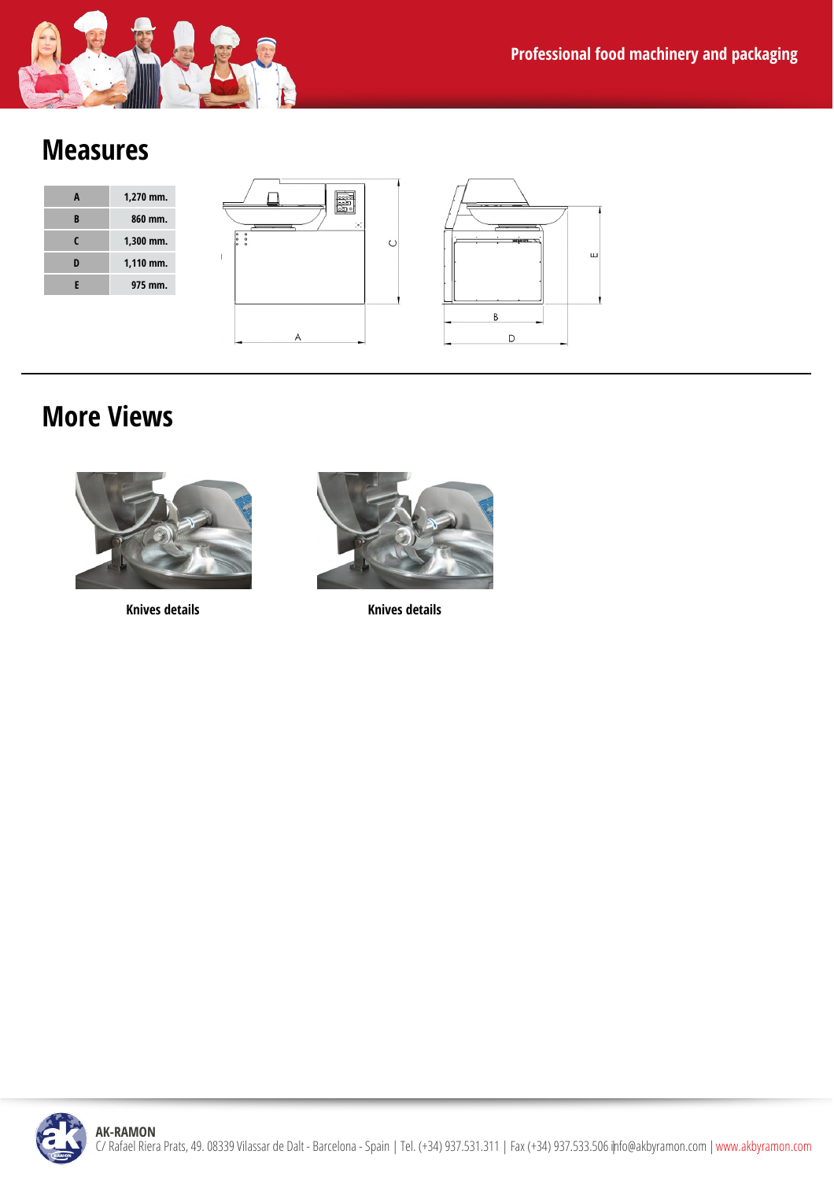## Measures

| | |
|---|---|
| A | 1,270 mm. |
| B | 860 mm. |
| C | 1,300 mm. |
| D | 1,110 mm. |
| E | 975 mm. |

A

B

C

D

E

## More Views

Knives details

Knives details